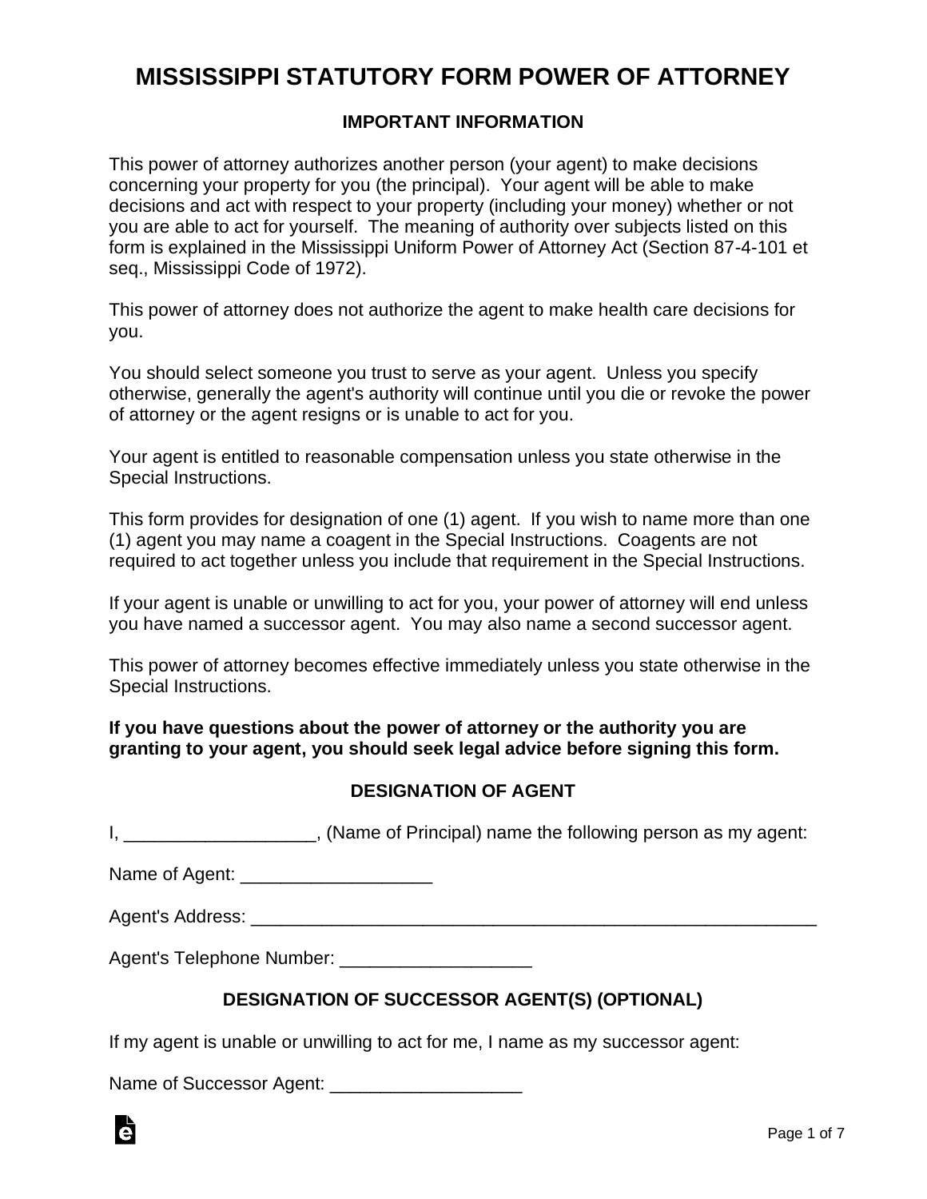# MISSISSIPPI STATUTORY FORM POWER OF ATTORNEY

## IMPORTANT INFORMATION

This power of attorney authorizes another person (your agent) to make decisions concerning your property for you (the principal). Your agent will be able to make decisions and act with respect to your property (including your money) whether or not you are able to act for yourself. The meaning of authority over subjects listed on this form is explained in the Mississippi Uniform Power of Attorney Act (Section 87-4-101 et seq., Mississippi Code of 1972).

This power of attorney does not authorize the agent to make health care decisions for you.

You should select someone you trust to serve as your agent. Unless you specify otherwise, generally the agent's authority will continue until you die or revoke the power of attorney or the agent resigns or is unable to act for you.

Your agent is entitled to reasonable compensation unless you state otherwise in the Special Instructions.

This form provides for designation of one (1) agent. If you wish to name more than one (1) agent you may name a coagent in the Special Instructions. Coagents are not required to act together unless you include that requirement in the Special Instructions.

If your agent is unable or unwilling to act for you, your power of attorney will end unless you have named a successor agent. You may also name a second successor agent.

This power of attorney becomes effective immediately unless you state otherwise in the Special Instructions.

**If you have questions about the power of attorney or the authority you are granting to your agent, you should seek legal advice before signing this form.**

## DESIGNATION OF AGENT

I, ___________________, (Name of Principal) name the following person as my agent:

Name of Agent: ___________________

Agent's Address: ___________________________________________________________

Agent's Telephone Number: ___________________

## DESIGNATION OF SUCCESSOR AGENT(S) (OPTIONAL)

If my agent is unable or unwilling to act for me, I name as my successor agent:

Name of Successor Agent: ___________________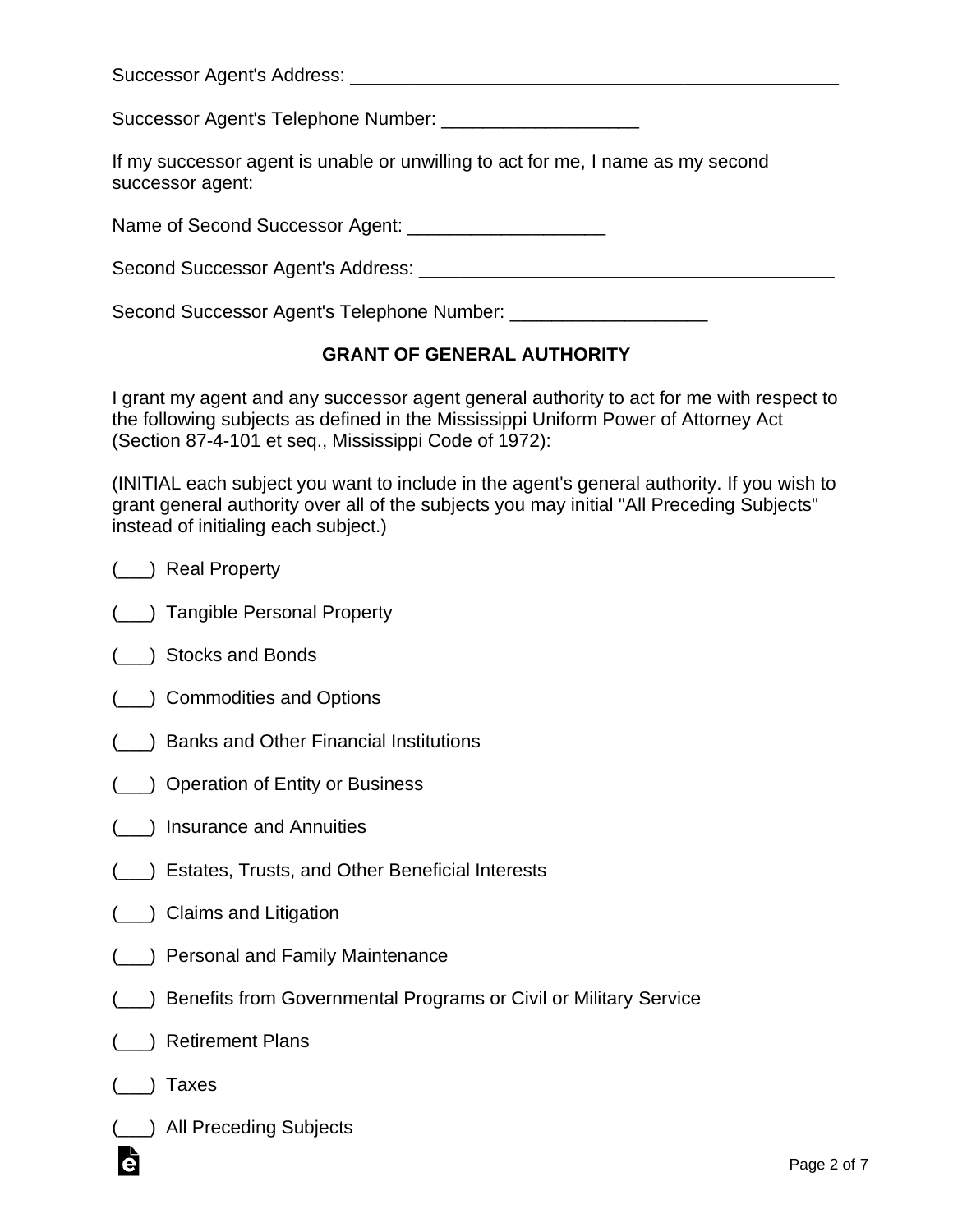Successor Agent's Address: ___________________________________________________

Successor Agent's Telephone Number: ___________________

If my successor agent is unable or unwilling to act for me, I name as my second successor agent:

Name of Second Successor Agent: ___________________

Second Successor Agent's Address: ________________________________________

Second Successor Agent's Telephone Number: ___________________

## GRANT OF GENERAL AUTHORITY

I grant my agent and any successor agent general authority to act for me with respect to the following subjects as defined in the Mississippi Uniform Power of Attorney Act (Section 87-4-101 et seq., Mississippi Code of 1972):

(INITIAL each subject you want to include in the agent's general authority. If you wish to grant general authority over all of the subjects you may initial "All Preceding Subjects" instead of initialing each subject.)

(___) Real Property

(___) Tangible Personal Property

(___) Stocks and Bonds

(___) Commodities and Options

(___) Banks and Other Financial Institutions

(___) Operation of Entity or Business

(___) Insurance and Annuities

(___) Estates, Trusts, and Other Beneficial Interests

(___) Claims and Litigation

(___) Personal and Family Maintenance

(___) Benefits from Governmental Programs or Civil or Military Service

(___) Retirement Plans

(___) Taxes

(___) All Preceding Subjects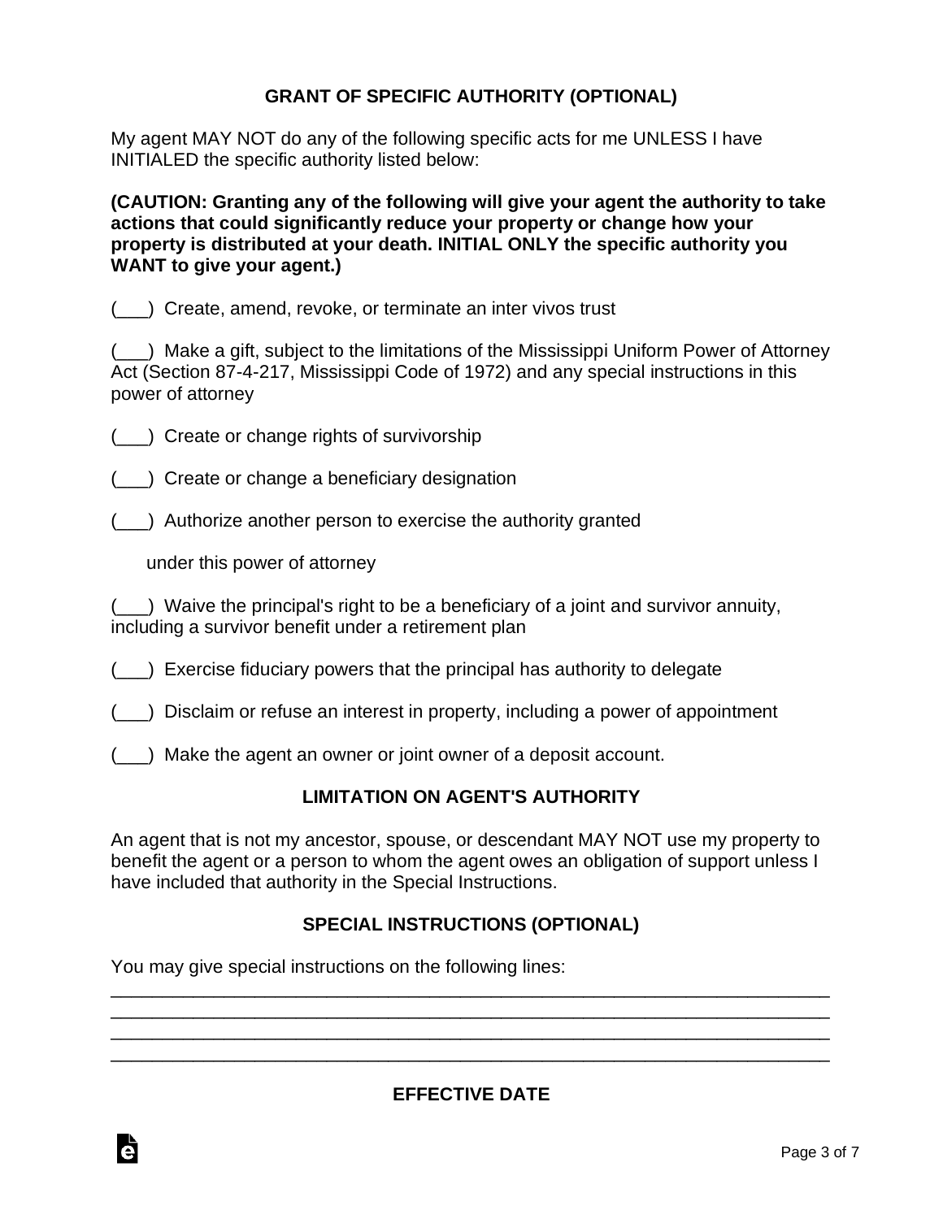## GRANT OF SPECIFIC AUTHORITY (OPTIONAL)

My agent MAY NOT do any of the following specific acts for me UNLESS I have INITIALED the specific authority listed below:

**(CAUTION: Granting any of the following will give your agent the authority to take actions that could significantly reduce your property or change how your property is distributed at your death. INITIAL ONLY the specific authority you WANT to give your agent.)**

(___) Create, amend, revoke, or terminate an inter vivos trust

(___) Make a gift, subject to the limitations of the Mississippi Uniform Power of Attorney Act (Section 87-4-217, Mississippi Code of 1972) and any special instructions in this power of attorney

(___) Create or change rights of survivorship

(___) Create or change a beneficiary designation

(___) Authorize another person to exercise the authority granted under this power of attorney

(___) Waive the principal's right to be a beneficiary of a joint and survivor annuity, including a survivor benefit under a retirement plan

(___) Exercise fiduciary powers that the principal has authority to delegate

(___) Disclaim or refuse an interest in property, including a power of appointment

(___) Make the agent an owner or joint owner of a deposit account.

## LIMITATION ON AGENT'S AUTHORITY

An agent that is not my ancestor, spouse, or descendant MAY NOT use my property to benefit the agent or a person to whom the agent owes an obligation of support unless I have included that authority in the Special Instructions.

## SPECIAL INSTRUCTIONS (OPTIONAL)

You may give special instructions on the following lines:

______________________________________________________________________
______________________________________________________________________
______________________________________________________________________
______________________________________________________________________

## EFFECTIVE DATE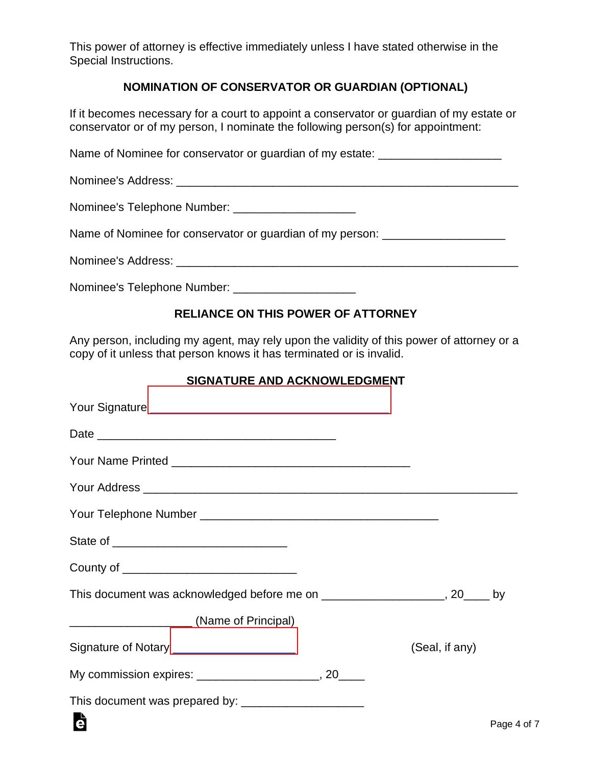This power of attorney is effective immediately unless I have stated otherwise in the Special Instructions.

## NOMINATION OF CONSERVATOR OR GUARDIAN (OPTIONAL)

If it becomes necessary for a court to appoint a conservator or guardian of my estate or conservator or of my person, I nominate the following person(s) for appointment:

Name of Nominee for conservator or guardian of my estate: ___________________

Nominee's Address: ______________________________________________________

Nominee's Telephone Number: ___________________

Name of Nominee for conservator or guardian of my person: ___________________

Nominee's Address: ______________________________________________________

Nominee's Telephone Number: ___________________

## RELIANCE ON THIS POWER OF ATTORNEY

Any person, including my agent, may rely upon the validity of this power of attorney or a copy of it unless that person knows it has terminated or is invalid.

## SIGNATURE AND ACKNOWLEDGMENT

Your Signature _____________________________________

Date _____________________________________

Your Name Printed _____________________________________

Your Address __________________________________________________________

Your Telephone Number _____________________________________

State of ___________________________

County of ___________________________

This document was acknowledged before me on ___________________, 20____ by

___________________ (Name of Principal)

Signature of Notary ___________________ (Seal, if any)

My commission expires: ___________________, 20____

This document was prepared by: ___________________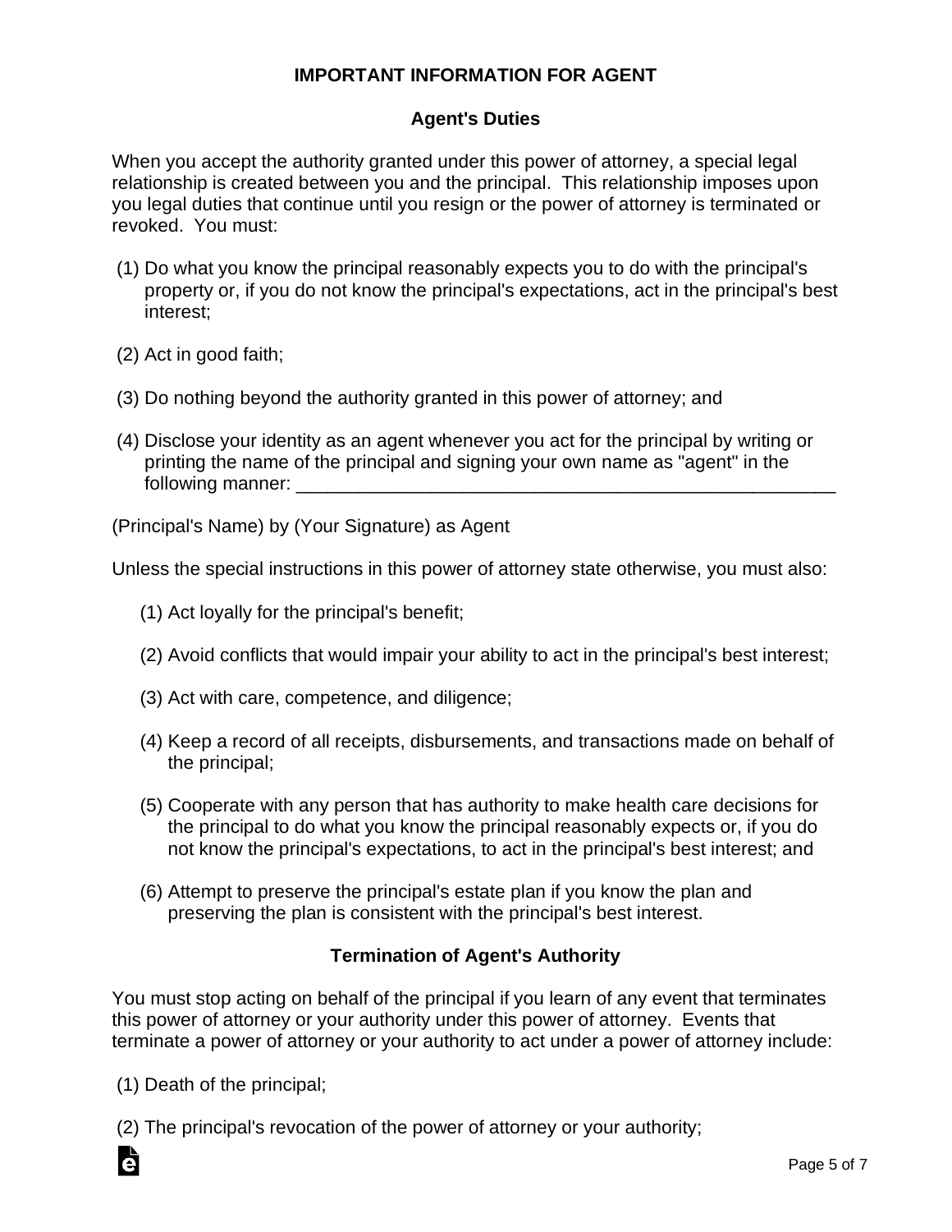## IMPORTANT INFORMATION FOR AGENT

### Agent's Duties

When you accept the authority granted under this power of attorney, a special legal relationship is created between you and the principal. This relationship imposes upon you legal duties that continue until you resign or the power of attorney is terminated or revoked. You must:

(1) Do what you know the principal reasonably expects you to do with the principal's property or, if you do not know the principal's expectations, act in the principal's best interest;

(2) Act in good faith;

(3) Do nothing beyond the authority granted in this power of attorney; and

(4) Disclose your identity as an agent whenever you act for the principal by writing or printing the name of the principal and signing your own name as "agent" in the following manner: ______________________________________________________

(Principal's Name) by (Your Signature) as Agent

Unless the special instructions in this power of attorney state otherwise, you must also:

(1) Act loyally for the principal's benefit;

(2) Avoid conflicts that would impair your ability to act in the principal's best interest;

(3) Act with care, competence, and diligence;

(4) Keep a record of all receipts, disbursements, and transactions made on behalf of the principal;

(5) Cooperate with any person that has authority to make health care decisions for the principal to do what you know the principal reasonably expects or, if you do not know the principal's expectations, to act in the principal's best interest; and

(6) Attempt to preserve the principal's estate plan if you know the plan and preserving the plan is consistent with the principal's best interest.

### Termination of Agent's Authority

You must stop acting on behalf of the principal if you learn of any event that terminates this power of attorney or your authority under this power of attorney. Events that terminate a power of attorney or your authority to act under a power of attorney include:

(1) Death of the principal;

(2) The principal's revocation of the power of attorney or your authority;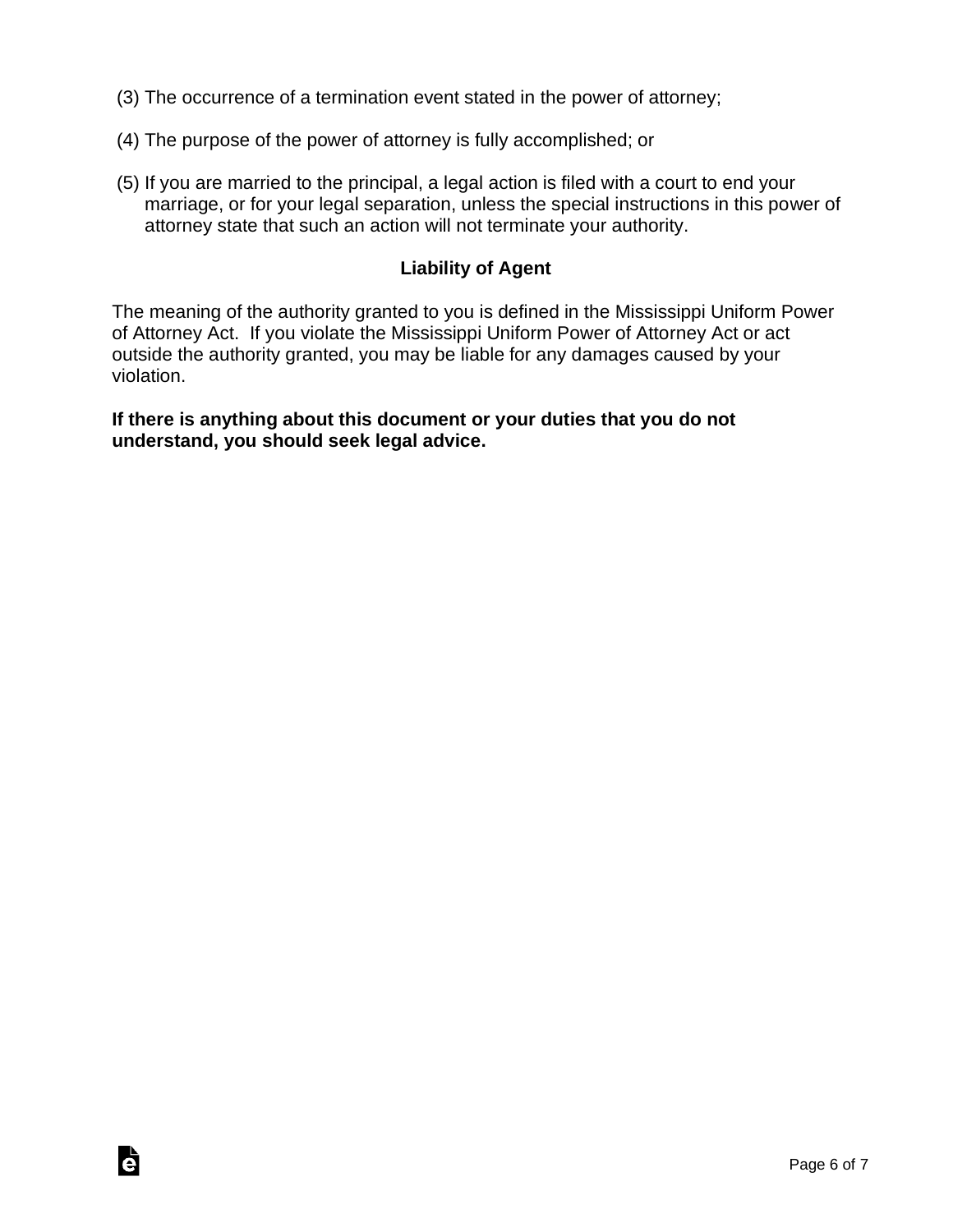(3) The occurrence of a termination event stated in the power of attorney;

(4) The purpose of the power of attorney is fully accomplished; or

(5) If you are married to the principal, a legal action is filed with a court to end your marriage, or for your legal separation, unless the special instructions in this power of attorney state that such an action will not terminate your authority.

### Liability of Agent

The meaning of the authority granted to you is defined in the Mississippi Uniform Power of Attorney Act. If you violate the Mississippi Uniform Power of Attorney Act or act outside the authority granted, you may be liable for any damages caused by your violation.

**If there is anything about this document or your duties that you do not understand, you should seek legal advice.**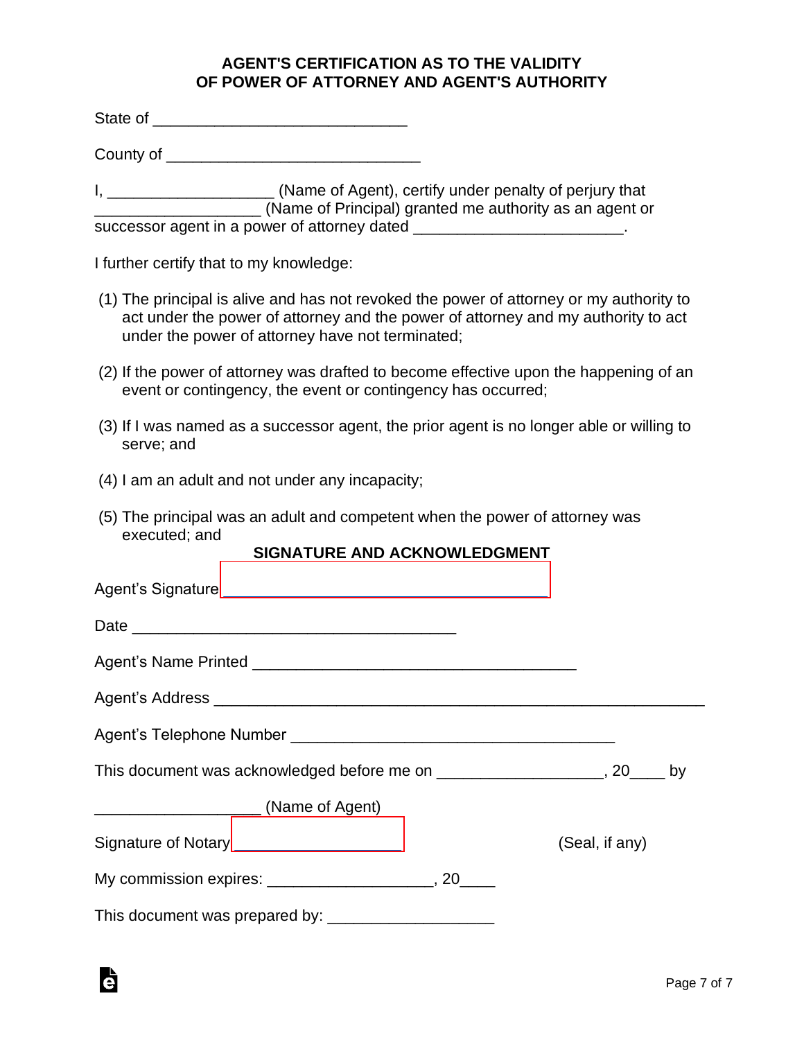**AGENT'S CERTIFICATION AS TO THE VALIDITY OF POWER OF ATTORNEY AND AGENT'S AUTHORITY**

State of ____________________________

County of ____________________________

I, __________________ (Name of Agent), certify under penalty of perjury that __________________ (Name of Principal) granted me authority as an agent or successor agent in a power of attorney dated _______________________.

I further certify that to my knowledge:

(1) The principal is alive and has not revoked the power of attorney or my authority to act under the power of attorney and the power of attorney and my authority to act under the power of attorney have not terminated;

(2) If the power of attorney was drafted to become effective upon the happening of an event or contingency, the event or contingency has occurred;

(3) If I was named as a successor agent, the prior agent is no longer able or willing to serve; and

(4) I am an adult and not under any incapacity;

(5) The principal was an adult and competent when the power of attorney was executed; and

**SIGNATURE AND ACKNOWLEDGMENT**

Agent's Signature ____________________________________

Date ____________________________________

Agent's Name Printed ____________________________________

Agent's Address ______________________________________________________

Agent's Telephone Number ____________________________________

This document was acknowledged before me on __________________, 20____ by

__________________ (Name of Agent)

Signature of Notary __________________ (Seal, if any)

My commission expires: __________________, 20____

This document was prepared by: __________________